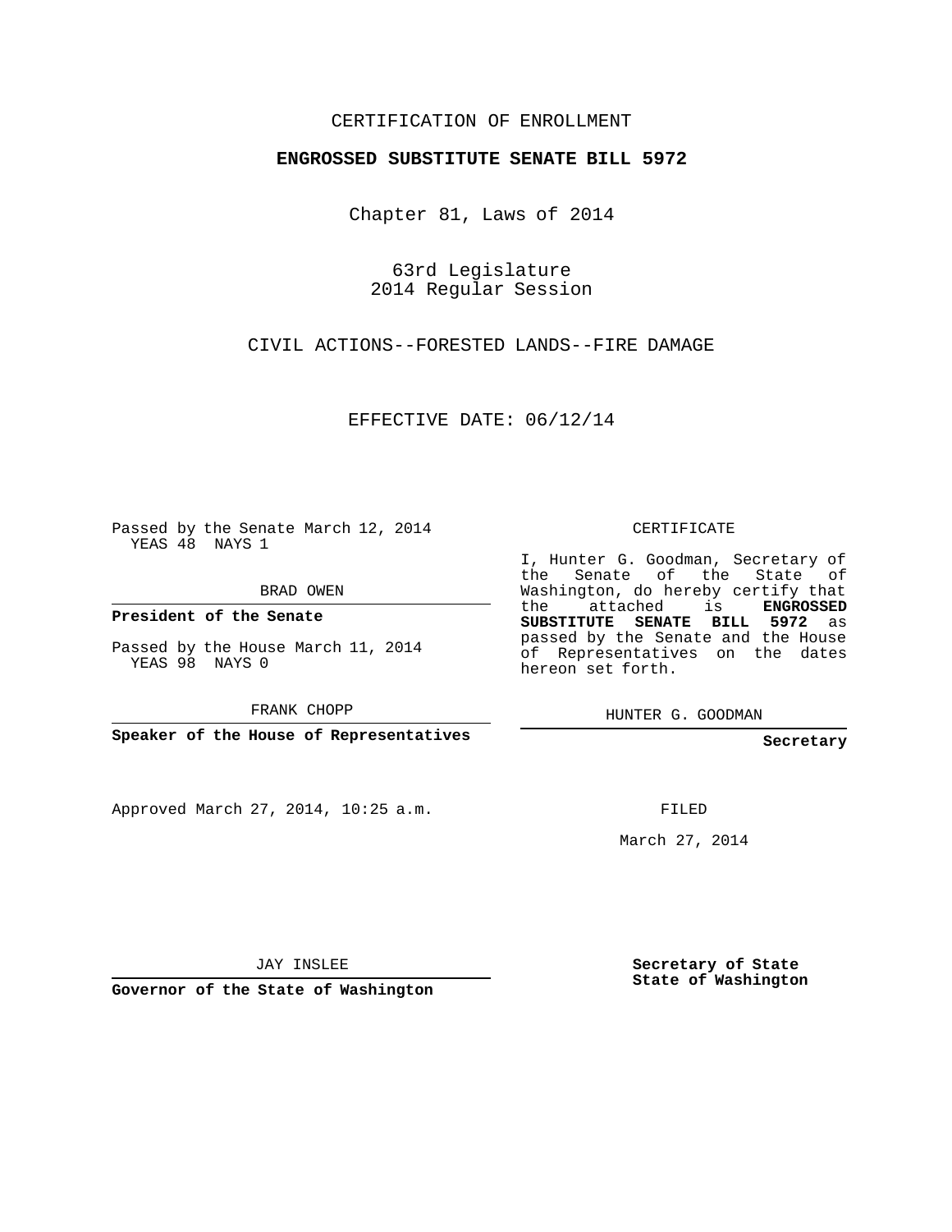CERTIFICATION OF ENROLLMENT

**ENGROSSED SUBSTITUTE SENATE BILL 5972**

Chapter 81, Laws of 2014

63rd Legislature
2014 Regular Session

CIVIL ACTIONS--FORESTED LANDS--FIRE DAMAGE

EFFECTIVE DATE: 06/12/14

Passed by the Senate March 12, 2014
YEAS 48 NAYS 1

BRAD OWEN

**President of the Senate**

Passed by the House March 11, 2014
YEAS 98 NAYS 0

FRANK CHOPP

**Speaker of the House of Representatives**

Approved March 27, 2014, 10:25 a.m.

JAY INSLEE

**Governor of the State of Washington**

CERTIFICATE

I, Hunter G. Goodman, Secretary of the Senate of the State of Washington, do hereby certify that the attached is **ENGROSSED SUBSTITUTE SENATE BILL 5972** as passed by the Senate and the House of Representatives on the dates hereon set forth.

HUNTER G. GOODMAN

**Secretary**

FILED

March 27, 2014

**Secretary of State**
**State of Washington**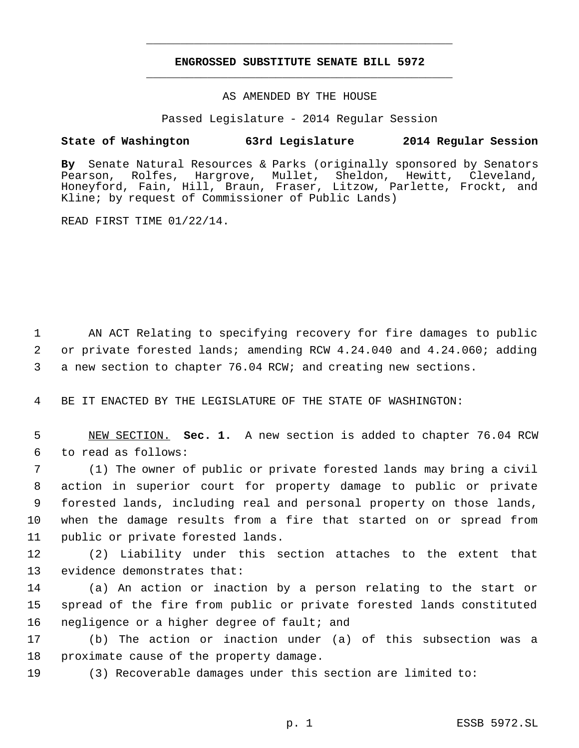**ENGROSSED SUBSTITUTE SENATE BILL 5972**

AS AMENDED BY THE HOUSE

Passed Legislature - 2014 Regular Session

**State of Washington 63rd Legislature 2014 Regular Session**

**By** Senate Natural Resources & Parks (originally sponsored by Senators Pearson, Rolfes, Hargrove, Mullet, Sheldon, Hewitt, Cleveland, Honeyford, Fain, Hill, Braun, Fraser, Litzow, Parlette, Frockt, and Kline; by request of Commissioner of Public Lands)

READ FIRST TIME 01/22/14.

AN ACT Relating to specifying recovery for fire damages to public or private forested lands; amending RCW 4.24.040 and 4.24.060; adding a new section to chapter 76.04 RCW; and creating new sections.

BE IT ENACTED BY THE LEGISLATURE OF THE STATE OF WASHINGTON:

NEW SECTION. **Sec. 1.** A new section is added to chapter 76.04 RCW to read as follows:

(1) The owner of public or private forested lands may bring a civil action in superior court for property damage to public or private forested lands, including real and personal property on those lands, when the damage results from a fire that started on or spread from public or private forested lands.

(2) Liability under this section attaches to the extent that evidence demonstrates that:

(a) An action or inaction by a person relating to the start or spread of the fire from public or private forested lands constituted negligence or a higher degree of fault; and

(b) The action or inaction under (a) of this subsection was a proximate cause of the property damage.

(3) Recoverable damages under this section are limited to: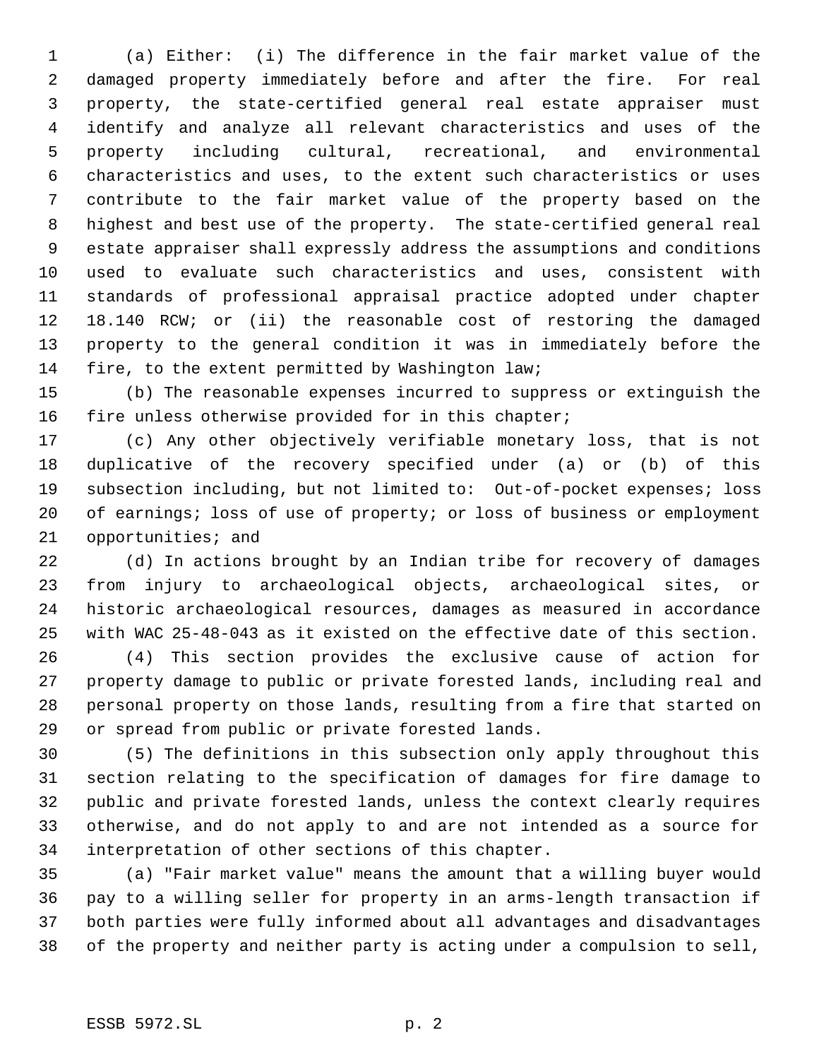(a) Either: (i) The difference in the fair market value of the damaged property immediately before and after the fire. For real property, the state-certified general real estate appraiser must identify and analyze all relevant characteristics and uses of the property including cultural, recreational, and environmental characteristics and uses, to the extent such characteristics or uses contribute to the fair market value of the property based on the highest and best use of the property. The state-certified general real estate appraiser shall expressly address the assumptions and conditions used to evaluate such characteristics and uses, consistent with standards of professional appraisal practice adopted under chapter 18.140 RCW; or (ii) the reasonable cost of restoring the damaged property to the general condition it was in immediately before the fire, to the extent permitted by Washington law;

(b) The reasonable expenses incurred to suppress or extinguish the fire unless otherwise provided for in this chapter;

(c) Any other objectively verifiable monetary loss, that is not duplicative of the recovery specified under (a) or (b) of this subsection including, but not limited to: Out-of-pocket expenses; loss of earnings; loss of use of property; or loss of business or employment opportunities; and

(d) In actions brought by an Indian tribe for recovery of damages from injury to archaeological objects, archaeological sites, or historic archaeological resources, damages as measured in accordance with WAC 25-48-043 as it existed on the effective date of this section.

(4) This section provides the exclusive cause of action for property damage to public or private forested lands, including real and personal property on those lands, resulting from a fire that started on or spread from public or private forested lands.

(5) The definitions in this subsection only apply throughout this section relating to the specification of damages for fire damage to public and private forested lands, unless the context clearly requires otherwise, and do not apply to and are not intended as a source for interpretation of other sections of this chapter.

(a) "Fair market value" means the amount that a willing buyer would pay to a willing seller for property in an arms-length transaction if both parties were fully informed about all advantages and disadvantages of the property and neither party is acting under a compulsion to sell,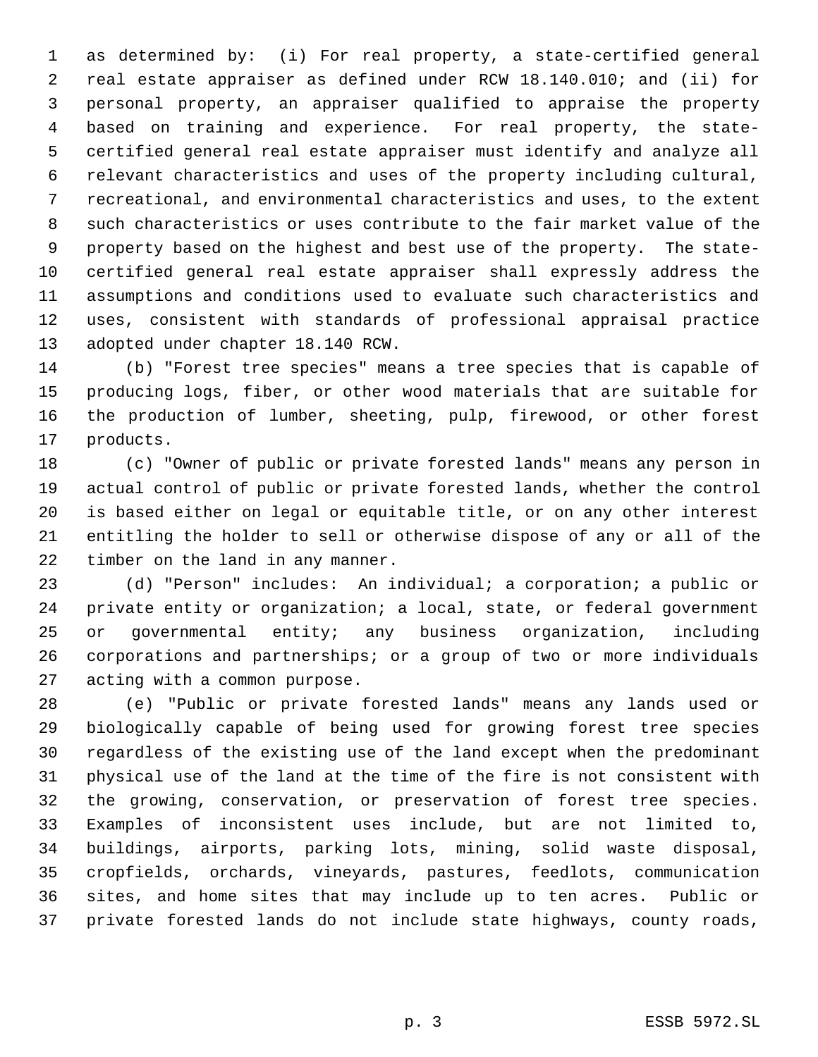as determined by: (i) For real property, a state-certified general real estate appraiser as defined under RCW 18.140.010; and (ii) for personal property, an appraiser qualified to appraise the property based on training and experience. For real property, the state-certified general real estate appraiser must identify and analyze all relevant characteristics and uses of the property including cultural, recreational, and environmental characteristics and uses, to the extent such characteristics or uses contribute to the fair market value of the property based on the highest and best use of the property. The state-certified general real estate appraiser shall expressly address the assumptions and conditions used to evaluate such characteristics and uses, consistent with standards of professional appraisal practice adopted under chapter 18.140 RCW.

(b) "Forest tree species" means a tree species that is capable of producing logs, fiber, or other wood materials that are suitable for the production of lumber, sheeting, pulp, firewood, or other forest products.

(c) "Owner of public or private forested lands" means any person in actual control of public or private forested lands, whether the control is based either on legal or equitable title, or on any other interest entitling the holder to sell or otherwise dispose of any or all of the timber on the land in any manner.

(d) "Person" includes: An individual; a corporation; a public or private entity or organization; a local, state, or federal government or governmental entity; any business organization, including corporations and partnerships; or a group of two or more individuals acting with a common purpose.

(e) "Public or private forested lands" means any lands used or biologically capable of being used for growing forest tree species regardless of the existing use of the land except when the predominant physical use of the land at the time of the fire is not consistent with the growing, conservation, or preservation of forest tree species. Examples of inconsistent uses include, but are not limited to, buildings, airports, parking lots, mining, solid waste disposal, cropfields, orchards, vineyards, pastures, feedlots, communication sites, and home sites that may include up to ten acres. Public or private forested lands do not include state highways, county roads,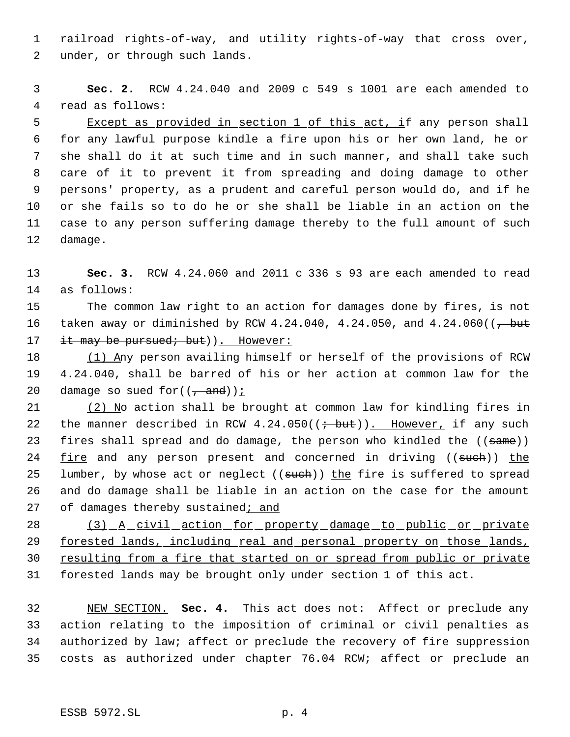railroad rights-of-way, and utility rights-of-way that cross over, under, or through such lands.

**Sec. 2.** RCW 4.24.040 and 2009 c 549 s 1001 are each amended to read as follows:

Except as provided in section 1 of this act, if any person shall for any lawful purpose kindle a fire upon his or her own land, he or she shall do it at such time and in such manner, and shall take such care of it to prevent it from spreading and doing damage to other persons' property, as a prudent and careful person would do, and if he or she fails so to do he or she shall be liable in an action on the case to any person suffering damage thereby to the full amount of such damage.

**Sec. 3.** RCW 4.24.060 and 2011 c 336 s 93 are each amended to read as follows:

The common law right to an action for damages done by fires, is not taken away or diminished by RCW 4.24.040, 4.24.050, and 4.24.060((~~, but it may be pursued; but~~)). However:

(1) Any person availing himself or herself of the provisions of RCW 4.24.040, shall be barred of his or her action at common law for the damage so sued for((~~, and~~));

(2) No action shall be brought at common law for kindling fires in the manner described in RCW 4.24.050((~~; but~~)). However, if any such fires shall spread and do damage, the person who kindled the ((~~same~~)) fire and any person present and concerned in driving ((~~such~~)) the lumber, by whose act or neglect ((~~such~~)) the fire is suffered to spread and do damage shall be liable in an action on the case for the amount of damages thereby sustained; and

(3) A civil action for property damage to public or private forested lands, including real and personal property on those lands, resulting from a fire that started on or spread from public or private forested lands may be brought only under section 1 of this act.

NEW SECTION. **Sec. 4.** This act does not: Affect or preclude any action relating to the imposition of criminal or civil penalties as authorized by law; affect or preclude the recovery of fire suppression costs as authorized under chapter 76.04 RCW; affect or preclude an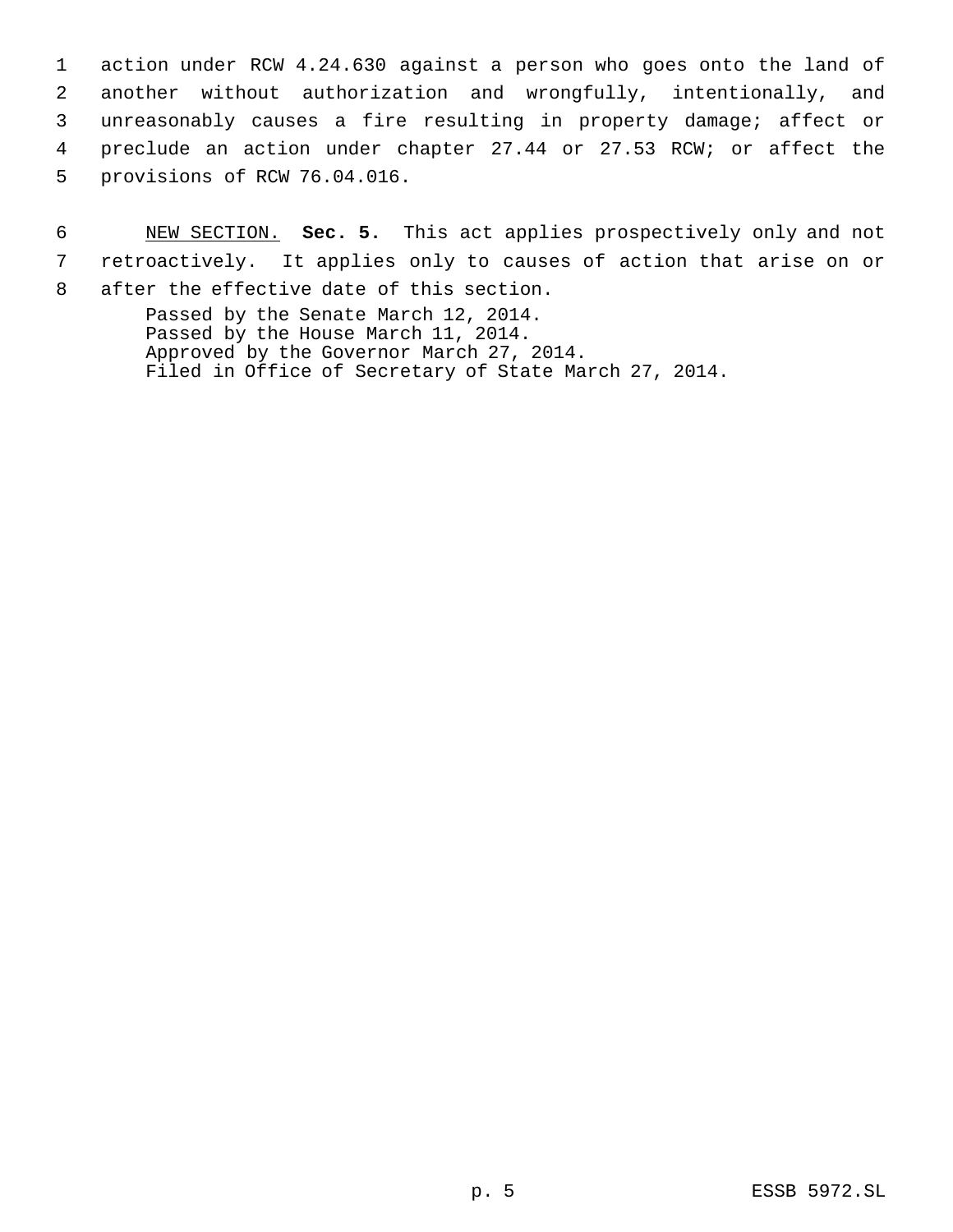action under RCW 4.24.630 against a person who goes onto the land of another without authorization and wrongfully, intentionally, and unreasonably causes a fire resulting in property damage; affect or preclude an action under chapter 27.44 or 27.53 RCW; or affect the provisions of RCW 76.04.016.

NEW SECTION. **Sec. 5.** This act applies prospectively only and not retroactively. It applies only to causes of action that arise on or after the effective date of this section.

Passed by the Senate March 12, 2014.
Passed by the House March 11, 2014.
Approved by the Governor March 27, 2014.
Filed in Office of Secretary of State March 27, 2014.